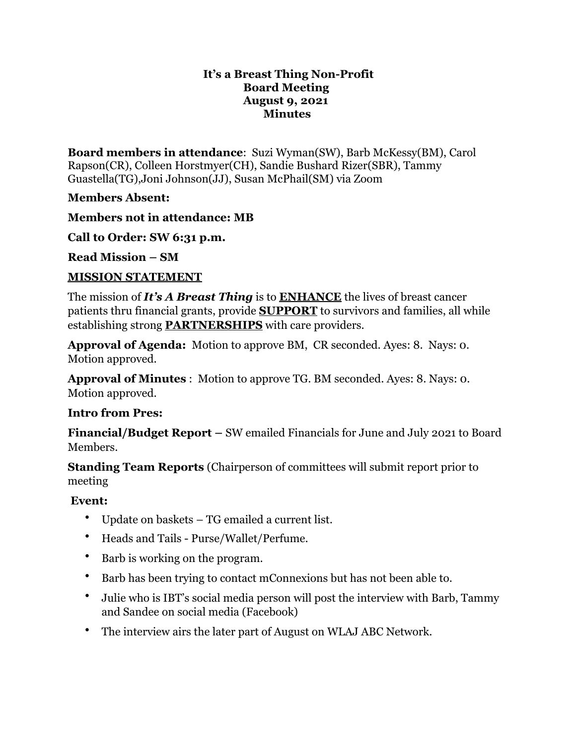# It's a Breast Thing Non-Profit
## Board Meeting
## August 9, 2021
## Minutes

**Board members in attendance**: Suzi Wyman(SW), Barb McKessy(BM), Carol Rapson(CR), Colleen Horstmyer(CH), Sandie Bushard Rizer(SBR), Tammy Guastella(TG),Joni Johnson(JJ), Susan McPhail(SM) via Zoom

**Members Absent:**

**Members not in attendance: MB**

**Call to Order: SW 6:31 p.m.**

**Read Mission – SM**

**<u>MISSION STATEMENT</u>**

The mission of ***It's A Breast Thing*** is to **<u>ENHANCE</u>** the lives of breast cancer patients thru financial grants, provide **<u>SUPPORT</u>** to survivors and families, all while establishing strong **<u>PARTNERSHIPS</u>** with care providers.

**Approval of Agenda:** Motion to approve BM, CR seconded. Ayes: 8. Nays: 0. Motion approved.

**Approval of Minutes** : Motion to approve TG. BM seconded. Ayes: 8. Nays: 0. Motion approved.

**Intro from Pres:**

**Financial/Budget Report –** SW emailed Financials for June and July 2021 to Board Members.

**Standing Team Reports** (Chairperson of committees will submit report prior to meeting

**Event:**

- Update on baskets – TG emailed a current list.
- Heads and Tails - Purse/Wallet/Perfume.
- Barb is working on the program.
- Barb has been trying to contact mConnexions but has not been able to.
- Julie who is IBT's social media person will post the interview with Barb, Tammy and Sandee on social media (Facebook)
- The interview airs the later part of August on WLAJ ABC Network.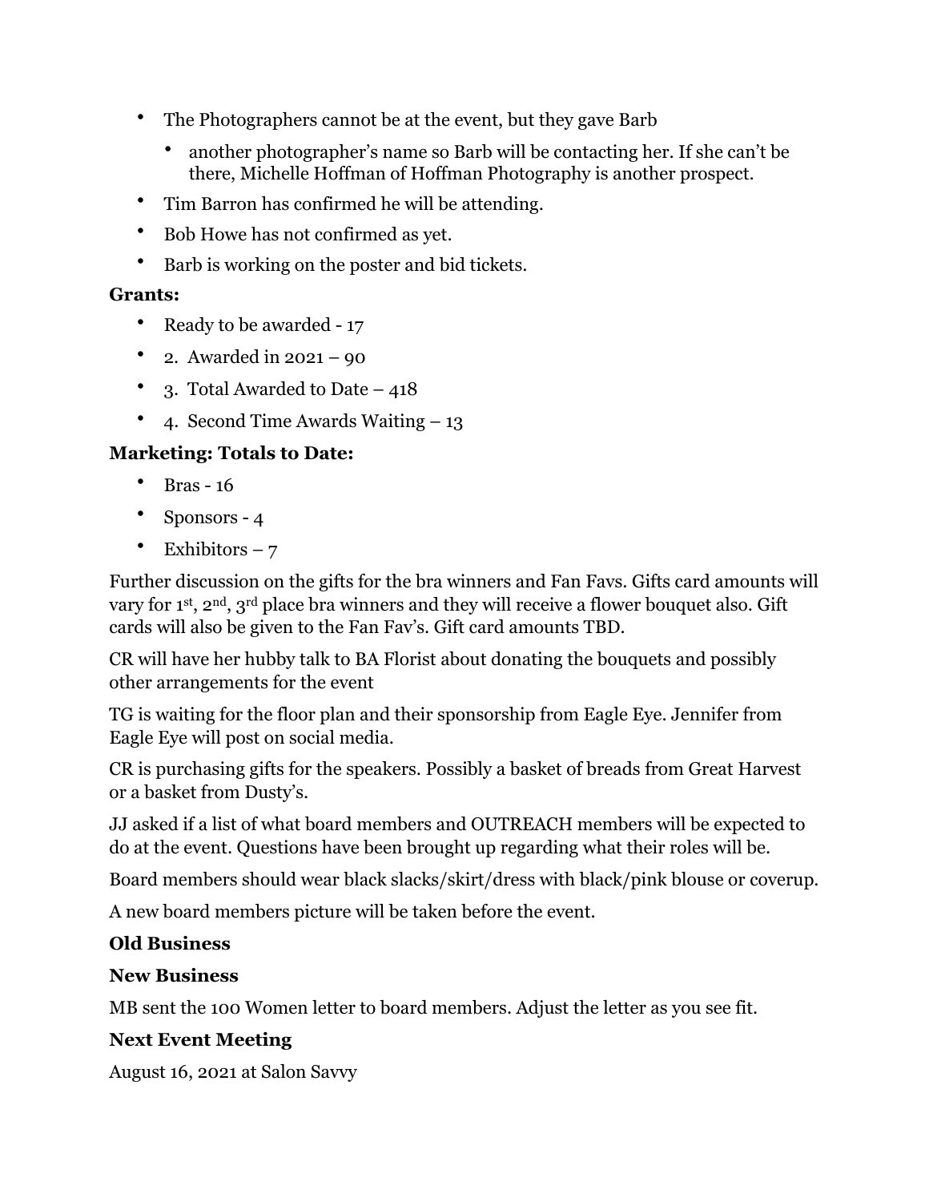- The Photographers cannot be at the event, but they gave Barb
  - another photographer's name so Barb will be contacting her. If she can't be there, Michelle Hoffman of Hoffman Photography is another prospect.
- Tim Barron has confirmed he will be attending.
- Bob Howe has not confirmed as yet.
- Barb is working on the poster and bid tickets.

**Grants:**

- Ready to be awarded - 17
- 2. Awarded in 2021 – 90
- 3. Total Awarded to Date – 418
- 4. Second Time Awards Waiting – 13

**Marketing: Totals to Date:**

- Bras - 16
- Sponsors - 4
- Exhibitors – 7

Further discussion on the gifts for the bra winners and Fan Favs. Gifts card amounts will vary for 1st, 2nd, 3rd place bra winners and they will receive a flower bouquet also. Gift cards will also be given to the Fan Fav's. Gift card amounts TBD.

CR will have her hubby talk to BA Florist about donating the bouquets and possibly other arrangements for the event

TG is waiting for the floor plan and their sponsorship from Eagle Eye. Jennifer from Eagle Eye will post on social media.

CR is purchasing gifts for the speakers. Possibly a basket of breads from Great Harvest or a basket from Dusty's.

JJ asked if a list of what board members and OUTREACH members will be expected to do at the event. Questions have been brought up regarding what their roles will be.

Board members should wear black slacks/skirt/dress with black/pink blouse or coverup.

A new board members picture will be taken before the event.

**Old Business**

**New Business**

MB sent the 100 Women letter to board members. Adjust the letter as you see fit.

**Next Event Meeting**

August 16, 2021 at Salon Savvy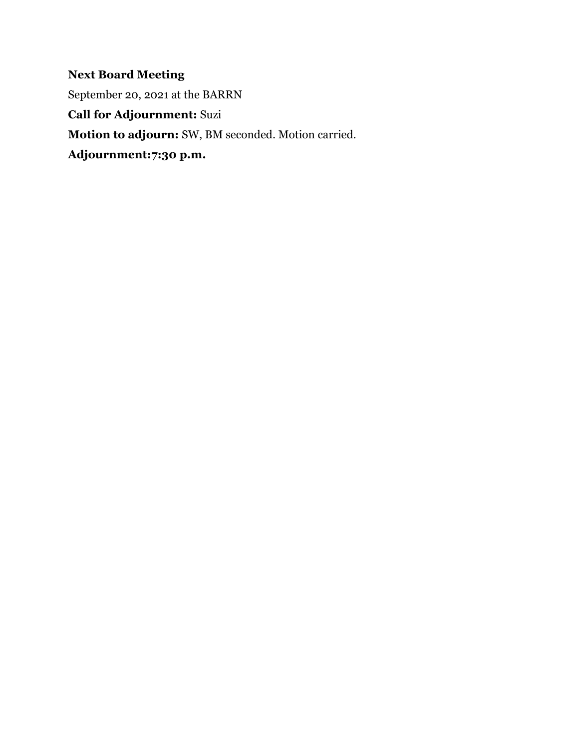**Next Board Meeting**

September 20, 2021 at the BARRN

**Call for Adjournment:** Suzi

**Motion to adjourn:** SW, BM seconded. Motion carried.

**Adjournment:7:30 p.m.**